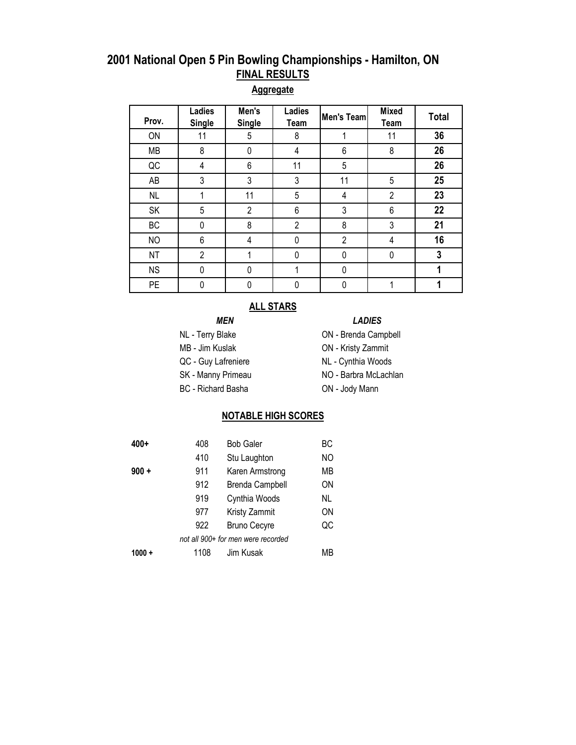# 2001 National Open 5 Pin Bowling Championships - Hamilton, ON

## FINAL RESULTS

### Aggregate

| Prov. | Ladies Single | Men's Single | Ladies Team | Men's Team | Mixed Team | Total |
|---|---|---|---|---|---|---|
| ON | 11 | 5 | 8 | 1 | 11 | **36** |
| MB | 8 | 0 | 4 | 6 | 8 | **26** |
| QC | 4 | 6 | 11 | 5 | | **26** |
| AB | 3 | 3 | 3 | 11 | 5 | **25** |
| NL | 1 | 11 | 5 | 4 | 2 | **23** |
| SK | 5 | 2 | 6 | 3 | 6 | **22** |
| BC | 0 | 8 | 2 | 8 | 3 | **21** |
| NO | 6 | 4 | 0 | 2 | 4 | **16** |
| NT | 2 | 1 | 0 | 0 | 0 | **3** |
| NS | 0 | 0 | 1 | 0 | | **1** |
| PE | 0 | 0 | 0 | 0 | 1 | **1** |

### ALL STARS

| *MEN* | *LADIES* |
|---|---|
| NL - Terry Blake | ON - Brenda Campbell |
| MB - Jim Kuslak | ON - Kristy Zammit |
| QC - Guy Lafreniere | NL - Cynthia Woods |
| SK - Manny Primeau | NO - Barbra McLachlan |
| BC - Richard Basha | ON - Jody Mann |

### NOTABLE HIGH SCORES

| | | | |
|---|---|---|---|
| **400+** | 408 | Bob Galer | BC |
| | 410 | Stu Laughton | NO |
| **900 +** | 911 | Karen Armstrong | MB |
| | 912 | Brenda Campbell | ON |
| | 919 | Cynthia Woods | NL |
| | 977 | Kristy Zammit | ON |
| | 922 | Bruno Cecyre | QC |
| | *not all 900+ for men were recorded* | | |
| **1000 +** | 1108 | Jim Kusak | MB |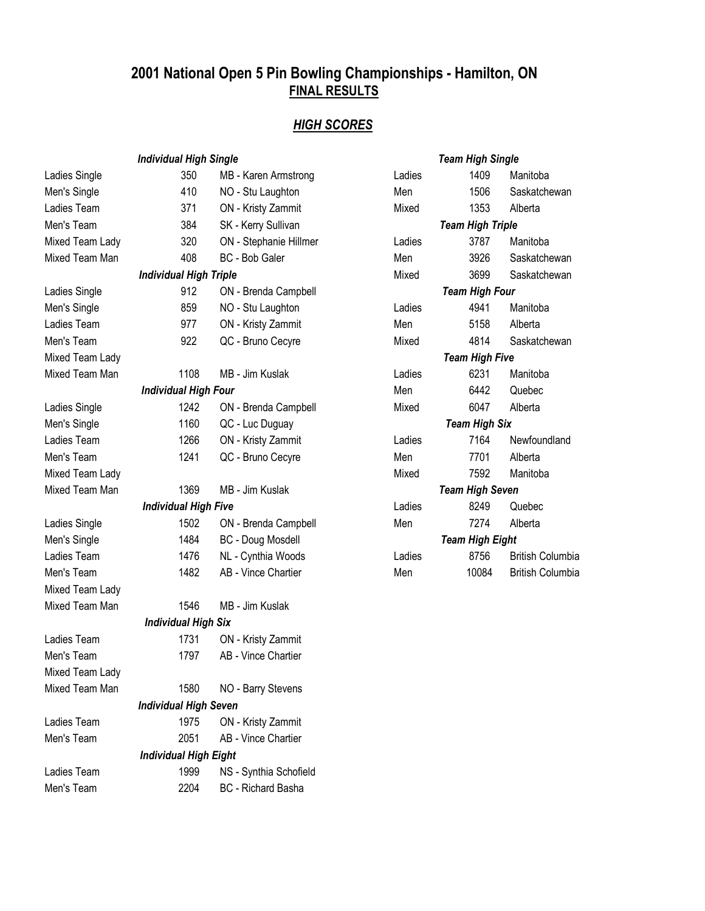# 2001 National Open 5 Pin Bowling Championships - Hamilton, ON

## FINAL RESULTS

## *HIGH SCORES*

### *Individual High Single*

| Category | Score | Bowler |
|---|---|---|
| Ladies Single | 350 | MB - Karen Armstrong |
| Men's Single | 410 | NO - Stu Laughton |
| Ladies Team | 371 | ON - Kristy Zammit |
| Men's Team | 384 | SK - Kerry Sullivan |
| Mixed Team Lady | 320 | ON - Stephanie Hillmer |
| Mixed Team Man | 408 | BC - Bob Galer |

### *Individual High Triple*

| Category | Score | Bowler |
|---|---|---|
| Ladies Single | 912 | ON - Brenda Campbell |
| Men's Single | 859 | NO - Stu Laughton |
| Ladies Team | 977 | ON - Kristy Zammit |
| Men's Team | 922 | QC - Bruno Cecyre |
| Mixed Team Lady | | |
| Mixed Team Man | 1108 | MB - Jim Kuslak |

### *Individual High Four*

| Category | Score | Bowler |
|---|---|---|
| Ladies Single | 1242 | ON - Brenda Campbell |
| Men's Single | 1160 | QC - Luc Duguay |
| Ladies Team | 1266 | ON - Kristy Zammit |
| Men's Team | 1241 | QC - Bruno Cecyre |
| Mixed Team Lady | | |
| Mixed Team Man | 1369 | MB - Jim Kuslak |

### *Individual High Five*

| Category | Score | Bowler |
|---|---|---|
| Ladies Single | 1502 | ON - Brenda Campbell |
| Men's Single | 1484 | BC - Doug Mosdell |
| Ladies Team | 1476 | NL - Cynthia Woods |
| Men's Team | 1482 | AB - Vince Chartier |
| Mixed Team Lady | | |
| Mixed Team Man | 1546 | MB - Jim Kuslak |

### *Individual High Six*

| Category | Score | Bowler |
|---|---|---|
| Ladies Team | 1731 | ON - Kristy Zammit |
| Men's Team | 1797 | AB - Vince Chartier |
| Mixed Team Lady | | |
| Mixed Team Man | 1580 | NO - Barry Stevens |

### *Individual High Seven*

| Category | Score | Bowler |
|---|---|---|
| Ladies Team | 1975 | ON - Kristy Zammit |
| Men's Team | 2051 | AB - Vince Chartier |

### *Individual High Eight*

| Category | Score | Bowler |
|---|---|---|
| Ladies Team | 1999 | NS - Synthia Schofield |
| Men's Team | 2204 | BC - Richard Basha |

### *Team High Single*

| Category | Score | Team |
|---|---|---|
| Ladies | 1409 | Manitoba |
| Men | 1506 | Saskatchewan |
| Mixed | 1353 | Alberta |

### *Team High Triple*

| Category | Score | Team |
|---|---|---|
| Ladies | 3787 | Manitoba |
| Men | 3926 | Saskatchewan |
| Mixed | 3699 | Saskatchewan |

### *Team High Four*

| Category | Score | Team |
|---|---|---|
| Ladies | 4941 | Manitoba |
| Men | 5158 | Alberta |
| Mixed | 4814 | Saskatchewan |

### *Team High Five*

| Category | Score | Team |
|---|---|---|
| Ladies | 6231 | Manitoba |
| Men | 6442 | Quebec |
| Mixed | 6047 | Alberta |

### *Team High Six*

| Category | Score | Team |
|---|---|---|
| Ladies | 7164 | Newfoundland |
| Men | 7701 | Alberta |
| Mixed | 7592 | Manitoba |

### *Team High Seven*

| Category | Score | Team |
|---|---|---|
| Ladies | 8249 | Quebec |
| Men | 7274 | Alberta |

### *Team High Eight*

| Category | Score | Team |
|---|---|---|
| Ladies | 8756 | British Columbia |
| Men | 10084 | British Columbia |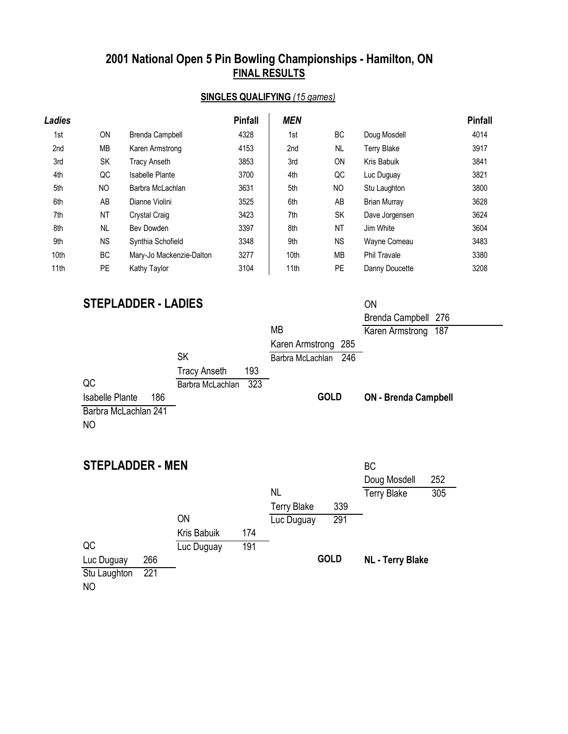## 2001 National Open 5 Pin Bowling Championships - Hamilton, ON
## FINAL RESULTS

### SINGLES QUALIFYING *(15 games)*

| *Ladies* | | | Pinfall | *MEN* | | | Pinfall |
|---|---|---|---|---|---|---|---|
| 1st | ON | Brenda Campbell | 4328 | 1st | BC | Doug Mosdell | 4014 |
| 2nd | MB | Karen Armstrong | 4153 | 2nd | NL | Terry Blake | 3917 |
| 3rd | SK | Tracy Anseth | 3853 | 3rd | ON | Kris Babuik | 3841 |
| 4th | QC | Isabelle Plante | 3700 | 4th | QC | Luc Duguay | 3821 |
| 5th | NO | Barbra McLachlan | 3631 | 5th | NO | Stu Laughton | 3800 |
| 6th | AB | Dianne Violini | 3525 | 6th | AB | Brian Murray | 3628 |
| 7th | NT | Crystal Craig | 3423 | 7th | SK | Dave Jorgensen | 3624 |
| 8th | NL | Bev Dowden | 3397 | 8th | NT | Jim White | 3604 |
| 9th | NS | Synthia Schofield | 3348 | 9th | NS | Wayne Comeau | 3483 |
| 10th | BC | Mary-Jo Mackenzie-Dalton | 3277 | 10th | MB | Phil Travale | 3380 |
| 11th | PE | Kathy Taylor | 3104 | 11th | PE | Danny Doucette | 3208 |

### STEPLADDER - LADIES

QC
Isabelle Plante 186
Barbra McLachlan 241
NO

SK
Tracy Anseth 193
Barbra McLachlan 323

MB
Karen Armstrong 285
Barbara McLachlan 246

ON
Brenda Campbell 276
Karen Armstrong 187

**GOLD** **ON - Brenda Campbell**

### STEPLADDER - MEN

QC
Luc Duguay 266
Stu Laughton 221
NO

ON
Kris Babuik 174
Luc Duguay 191

NL
Terry Blake 339
Luc Duguay 291

BC
Doug Mosdell 252
Terry Blake 305

**GOLD** **NL - Terry Blake**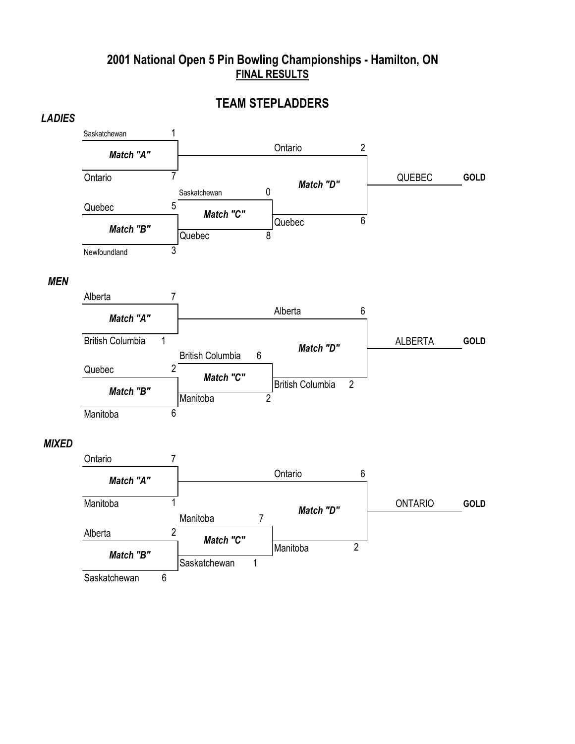# 2001 National Open 5 Pin Bowling Championships - Hamilton, ON

**FINAL RESULTS**

## TEAM STEPLADDERS

### *LADIES*

| Match | Team | Score | Team | Score |
|---|---|---|---|---|
| ***Match "A"*** | Saskatchewan | 1 | Ontario | 7 |
| ***Match "B"*** | Quebec | 5 | Newfoundland | 3 |
| ***Match "C"*** | Saskatchewan | 0 | Quebec | 8 |
| ***Match "D"*** | Ontario | 2 | Quebec | 6 |

QUEBEC **GOLD**

### *MEN*

| Match | Team | Score | Team | Score |
|---|---|---|---|---|
| ***Match "A"*** | Alberta | 7 | British Columbia | 1 |
| ***Match "B"*** | Quebec | 2 | Manitoba | 6 |
| ***Match "C"*** | British Columbia | 6 | Manitoba | 2 |
| ***Match "D"*** | Alberta | 6 | British Columbia | 2 |

ALBERTA **GOLD**

### *MIXED*

| Match | Team | Score | Team | Score |
|---|---|---|---|---|
| ***Match "A"*** | Ontario | 7 | Manitoba | 1 |
| ***Match "B"*** | Alberta | 2 | Saskatchewan | 6 |
| ***Match "C"*** | Manitoba | 7 | Saskatchewan | 1 |
| ***Match "D"*** | Ontario | 6 | Manitoba | 2 |

ONTARIO **GOLD**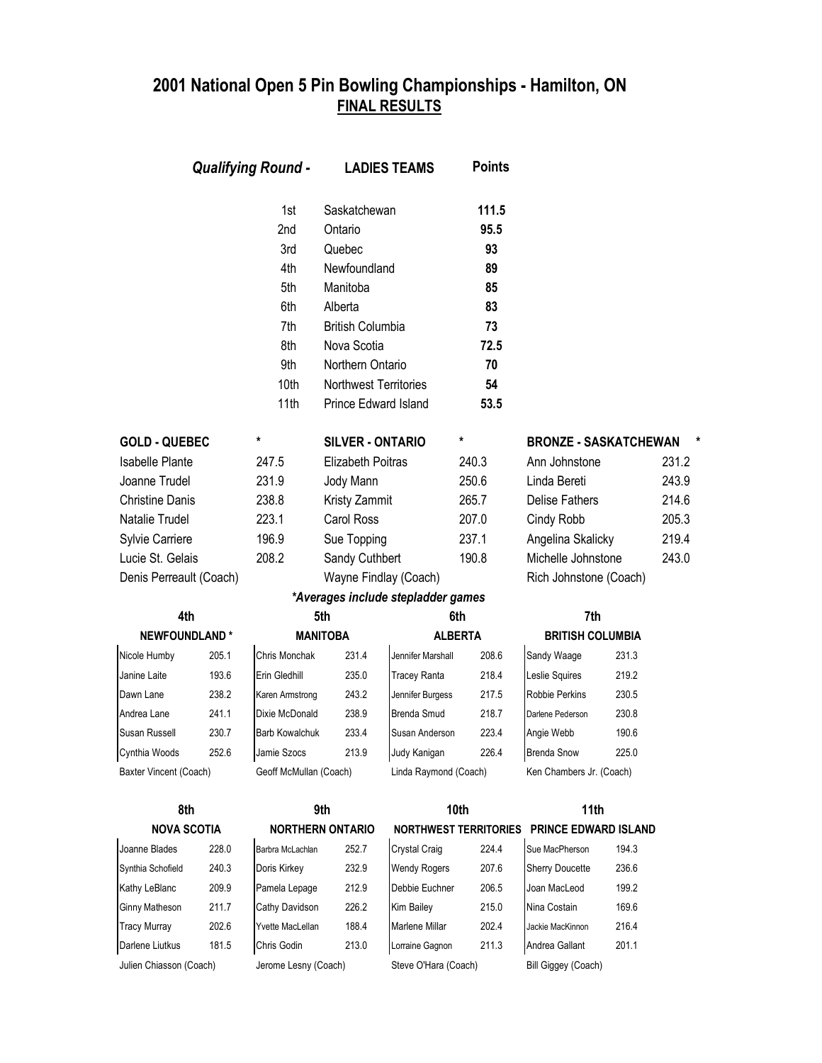## 2001 National Open 5 Pin Bowling Championships - Hamilton, ON

**FINAL RESULTS**

### *Qualifying Round -* LADIES TEAMS

| | LADIES TEAMS | Points |
|---|---|---|
| 1st | Saskatchewan | **111.5** |
| 2nd | Ontario | **95.5** |
| 3rd | Quebec | **93** |
| 4th | Newfoundland | **89** |
| 5th | Manitoba | **85** |
| 6th | Alberta | **83** |
| 7th | British Columbia | **73** |
| 8th | Nova Scotia | **72.5** |
| 9th | Northern Ontario | **70** |
| 10th | Northwest Territories | **54** |
| 11th | Prince Edward Island | **53.5** |

| GOLD - QUEBEC | * | SILVER - ONTARIO | * | BRONZE - SASKATCHEWAN | * |
|---|---|---|---|---|---|
| Isabelle Plante | 247.5 | Elizabeth Poitras | 240.3 | Ann Johnstone | 231.2 |
| Joanne Trudel | 231.9 | Jody Mann | 250.6 | Linda Bereti | 243.9 |
| Christine Danis | 238.8 | Kristy Zammit | 265.7 | Delise Fathers | 214.6 |
| Natalie Trudel | 223.1 | Carol Ross | 207.0 | Cindy Robb | 205.3 |
| Sylvie Carriere | 196.9 | Sue Topping | 237.1 | Angelina Skalicky | 219.4 |
| Lucie St. Gelais | 208.2 | Sandy Cuthbert | 190.8 | Michelle Johnstone | 243.0 |
| Denis Perreault (Coach) | | Wayne Findlay (Coach) | | Rich Johnstone (Coach) | |

*\*Averages include stepladder games*

| 4th | | 5th | | 6th | | 7th | |
|---|---|---|---|---|---|---|---|
| NEWFOUNDLAND * | | MANITOBA | | ALBERTA | | BRITISH COLUMBIA | |
| Nicole Humby | 205.1 | Chris Monchak | 231.4 | Jennifer Marshall | 208.6 | Sandy Waage | 231.3 |
| Janine Laite | 193.6 | Erin Gledhill | 235.0 | Tracey Ranta | 218.4 | Leslie Squires | 219.2 |
| Dawn Lane | 238.2 | Karen Armstrong | 243.2 | Jennifer Burgess | 217.5 | Robbie Perkins | 230.5 |
| Andrea Lane | 241.1 | Dixie McDonald | 238.9 | Brenda Smud | 218.7 | Darlene Pederson | 230.8 |
| Susan Russell | 230.7 | Barb Kowalchuk | 233.4 | Susan Anderson | 223.4 | Angie Webb | 190.6 |
| Cynthia Woods | 252.6 | Jamie Szocs | 213.9 | Judy Kanigan | 226.4 | Brenda Snow | 225.0 |
| Baxter Vincent (Coach) | | Geoff McMullan (Coach) | | Linda Raymond (Coach) | | Ken Chambers Jr. (Coach) | |

| 8th | | 9th | | 10th | | 11th | |
|---|---|---|---|---|---|---|---|
| NOVA SCOTIA | | NORTHERN ONTARIO | | NORTHWEST TERRITORIES | | PRINCE EDWARD ISLAND | |
| Joanne Blades | 228.0 | Barbra McLachlan | 252.7 | Crystal Craig | 224.4 | Sue MacPherson | 194.3 |
| Synthia Schofield | 240.3 | Doris Kirkey | 232.9 | Wendy Rogers | 207.6 | Sherry Doucette | 236.6 |
| Kathy LeBlanc | 209.9 | Pamela Lepage | 212.9 | Debbie Euchner | 206.5 | Joan MacLeod | 199.2 |
| Ginny Matheson | 211.7 | Cathy Davidson | 226.2 | Kim Bailey | 215.0 | Nina Costain | 169.6 |
| Tracy Murray | 202.6 | Yvette MacLellan | 188.4 | Marlene Millar | 202.4 | Jackie MacKinnon | 216.4 |
| Darlene Liutkus | 181.5 | Chris Godin | 213.0 | Lorraine Gagnon | 211.3 | Andrea Gallant | 201.1 |
| Julien Chiasson (Coach) | | Jerome Lesny (Coach) | | Steve O'Hara (Coach) | | Bill Giggey (Coach) | |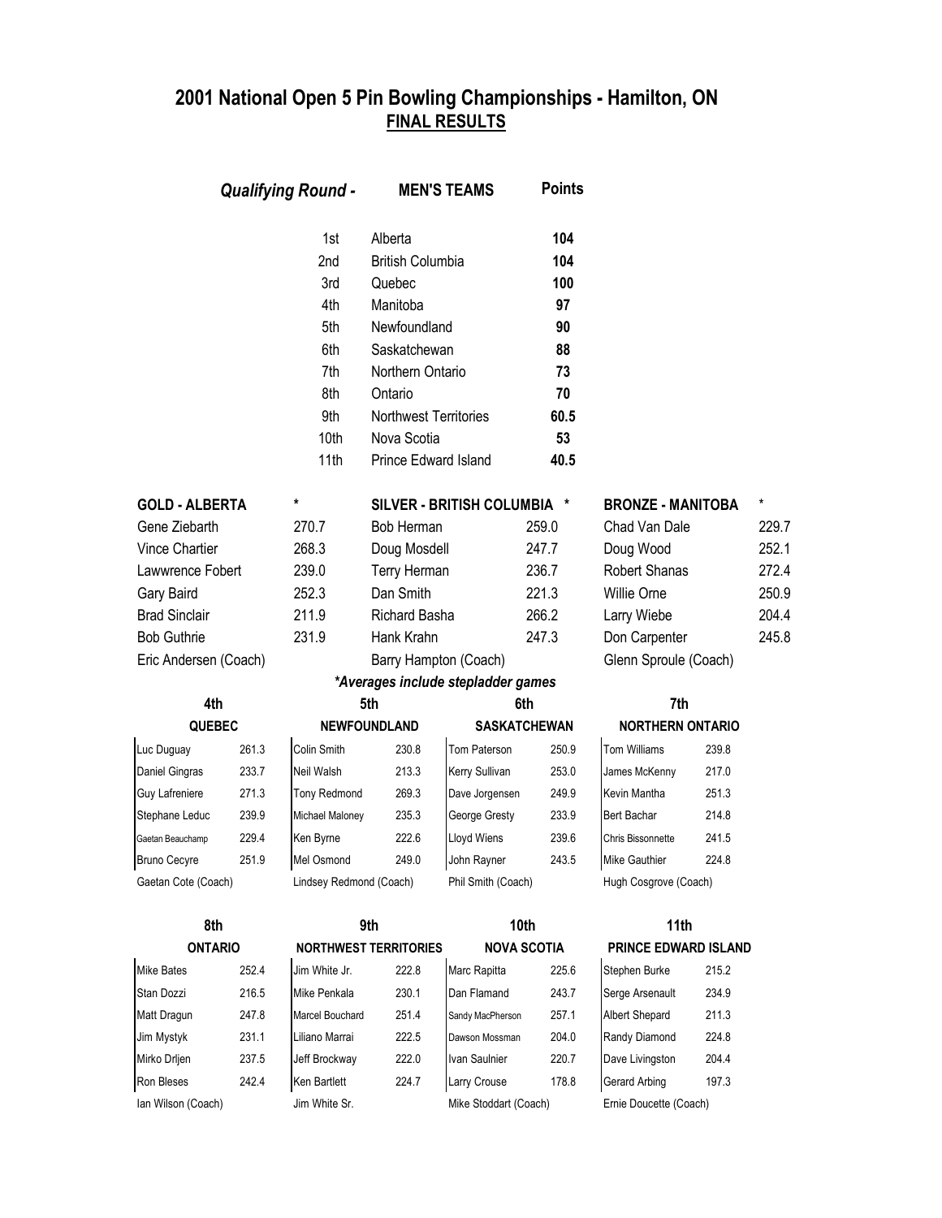# 2001 National Open 5 Pin Bowling Championships - Hamilton, ON

## FINAL RESULTS

### *Qualifying Round -* MEN'S TEAMS

| Place | Team | Points |
|---|---|---|
| 1st | Alberta | **104** |
| 2nd | British Columbia | **104** |
| 3rd | Quebec | **100** |
| 4th | Manitoba | **97** |
| 5th | Newfoundland | **90** |
| 6th | Saskatchewan | **88** |
| 7th | Northern Ontario | **73** |
| 8th | Ontario | **70** |
| 9th | Northwest Territories | **60.5** |
| 10th | Nova Scotia | **53** |
| 11th | Prince Edward Island | **40.5** |

| GOLD - ALBERTA | * | SILVER - BRITISH COLUMBIA | * | BRONZE - MANITOBA | * |
|---|---|---|---|---|---|
| Gene Ziebarth | 270.7 | Bob Herman | 259.0 | Chad Van Dale | 229.7 |
| Vince Chartier | 268.3 | Doug Mosdell | 247.7 | Doug Wood | 252.1 |
| Lawwrence Fobert | 239.0 | Terry Herman | 236.7 | Robert Shanas | 272.4 |
| Gary Baird | 252.3 | Dan Smith | 221.3 | Willie Orne | 250.9 |
| Brad Sinclair | 211.9 | Richard Basha | 266.2 | Larry Wiebe | 204.4 |
| Bob Guthrie | 231.9 | Hank Krahn | 247.3 | Don Carpenter | 245.8 |
| Eric Andersen (Coach) | | Barry Hampton (Coach) | | Glenn Sproule (Coach) | |

*\*Averages include stepladder games*

| 4th QUEBEC | | 5th NEWFOUNDLAND | | 6th SASKATCHEWAN | | 7th NORTHERN ONTARIO | |
|---|---|---|---|---|---|---|---|
| Luc Duguay | 261.3 | Colin Smith | 230.8 | Tom Paterson | 250.9 | Tom Williams | 239.8 |
| Daniel Gingras | 233.7 | Neil Walsh | 213.3 | Kerry Sullivan | 253.0 | James McKenny | 217.0 |
| Guy Lafreniere | 271.3 | Tony Redmond | 269.3 | Dave Jorgensen | 249.9 | Kevin Mantha | 251.3 |
| Stephane Leduc | 239.9 | Michael Maloney | 235.3 | George Gresty | 233.9 | Bert Bachar | 214.8 |
| Gaetan Beauchamp | 229.4 | Ken Byrne | 222.6 | Lloyd Wiens | 239.6 | Chris Bissonnette | 241.5 |
| Bruno Cecyre | 251.9 | Mel Osmond | 249.0 | John Rayner | 243.5 | Mike Gauthier | 224.8 |
| Gaetan Cote (Coach) | | Lindsey Redmond (Coach) | | Phil Smith (Coach) | | Hugh Cosgrove (Coach) | |

| 8th ONTARIO | | 9th NORTHWEST TERRITORIES | | 10th NOVA SCOTIA | | 11th PRINCE EDWARD ISLAND | |
|---|---|---|---|---|---|---|---|
| Mike Bates | 252.4 | Jim White Jr. | 222.8 | Marc Rapitta | 225.6 | Stephen Burke | 215.2 |
| Stan Dozzi | 216.5 | Mike Penkala | 230.1 | Dan Flamand | 243.7 | Serge Arsenault | 234.9 |
| Matt Dragun | 247.8 | Marcel Bouchard | 251.4 | Sandy MacPherson | 257.1 | Albert Shepard | 211.3 |
| Jim Mystyk | 231.1 | Liliano Marrai | 222.5 | Dawson Mossman | 204.0 | Randy Diamond | 224.8 |
| Mirko Drljen | 237.5 | Jeff Brockway | 222.0 | Ivan Saulnier | 220.7 | Dave Livingston | 204.4 |
| Ron Bleses | 242.4 | Ken Bartlett | 224.7 | Larry Crouse | 178.8 | Gerard Arbing | 197.3 |
| Ian Wilson (Coach) | | Jim White Sr. | | Mike Stoddart (Coach) | | Ernie Doucette (Coach) | |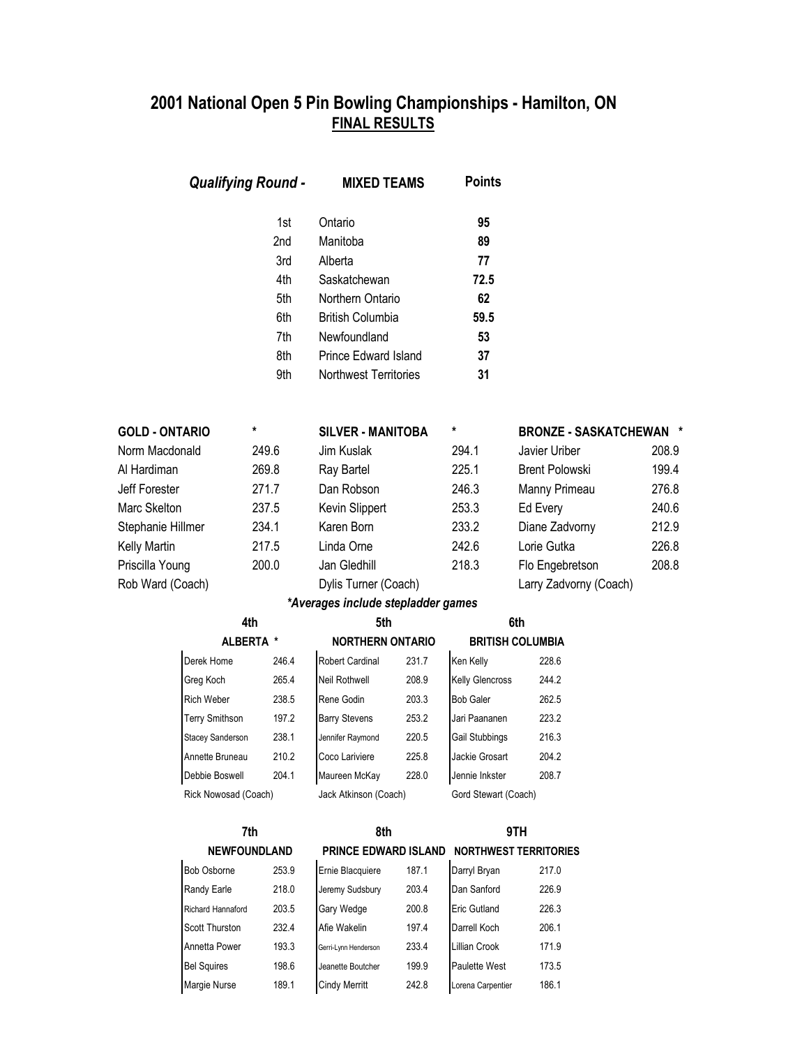## 2001 National Open 5 Pin Bowling Championships - Hamilton, ON

**FINAL RESULTS**

| *Qualifying Round -* | **MIXED TEAMS** | **Points** |
|---|---|---|
| 1st | Ontario | **95** |
| 2nd | Manitoba | **89** |
| 3rd | Alberta | **77** |
| 4th | Saskatchewan | **72.5** |
| 5th | Northern Ontario | **62** |
| 6th | British Columbia | **59.5** |
| 7th | Newfoundland | **53** |
| 8th | Prince Edward Island | **37** |
| 9th | Northwest Territories | **31** |

| **GOLD - ONTARIO** | * | **SILVER - MANITOBA** | * | **BRONZE - SASKATCHEWAN** | * |
|---|---|---|---|---|---|
| Norm Macdonald | 249.6 | Jim Kuslak | 294.1 | Javier Uriber | 208.9 |
| Al Hardiman | 269.8 | Ray Bartel | 225.1 | Brent Polowski | 199.4 |
| Jeff Forester | 271.7 | Dan Robson | 246.3 | Manny Primeau | 276.8 |
| Marc Skelton | 237.5 | Kevin Slippert | 253.3 | Ed Every | 240.6 |
| Stephanie Hillmer | 234.1 | Karen Born | 233.2 | Diane Zadvorny | 212.9 |
| Kelly Martin | 217.5 | Linda Orne | 242.6 | Lorie Gutka | 226.8 |
| Priscilla Young | 200.0 | Jan Gledhill | 218.3 | Flo Engebretson | 208.8 |
| Rob Ward (Coach) | | Dylis Turner (Coach) | | Larry Zadvorny (Coach) | |

***Averages include stepladder games***

| **4th** | | **5th** | | **6th** | |
|---|---|---|---|---|---|
| **ALBERTA *** | | **NORTHERN ONTARIO** | | **BRITISH COLUMBIA** | |
| Derek Home | 246.4 | Robert Cardinal | 231.7 | Ken Kelly | 228.6 |
| Greg Koch | 265.4 | Neil Rothwell | 208.9 | Kelly Glencross | 244.2 |
| Rich Weber | 238.5 | Rene Godin | 203.3 | Bob Galer | 262.5 |
| Terry Smithson | 197.2 | Barry Stevens | 253.2 | Jari Paananen | 223.2 |
| Stacey Sanderson | 238.1 | Jennifer Raymond | 220.5 | Gail Stubbings | 216.3 |
| Annette Bruneau | 210.2 | Coco Lariviere | 225.8 | Jackie Grosart | 204.2 |
| Debbie Boswell | 204.1 | Maureen McKay | 228.0 | Jennie Inkster | 208.7 |
| Rick Nowosad (Coach) | | Jack Atkinson (Coach) | | Gord Stewart (Coach) | |

| **7th** | | **8th** | | **9TH** | |
|---|---|---|---|---|---|
| **NEWFOUNDLAND** | | **PRINCE EDWARD ISLAND** | | **NORTHWEST TERRITORIES** | |
| Bob Osborne | 253.9 | Ernie Blacquiere | 187.1 | Darryl Bryan | 217.0 |
| Randy Earle | 218.0 | Jeremy Sudsbury | 203.4 | Dan Sanford | 226.9 |
| Richard Hannaford | 203.5 | Gary Wedge | 200.8 | Eric Gutland | 226.3 |
| Scott Thurston | 232.4 | Afie Wakelin | 197.4 | Darrell Koch | 206.1 |
| Annetta Power | 193.3 | Gerri-Lynn Henderson | 233.4 | Lillian Crook | 171.9 |
| Bel Squires | 198.6 | Jeanette Boutcher | 199.9 | Paulette West | 173.5 |
| Margie Nurse | 189.1 | Cindy Merritt | 242.8 | Lorena Carpentier | 186.1 |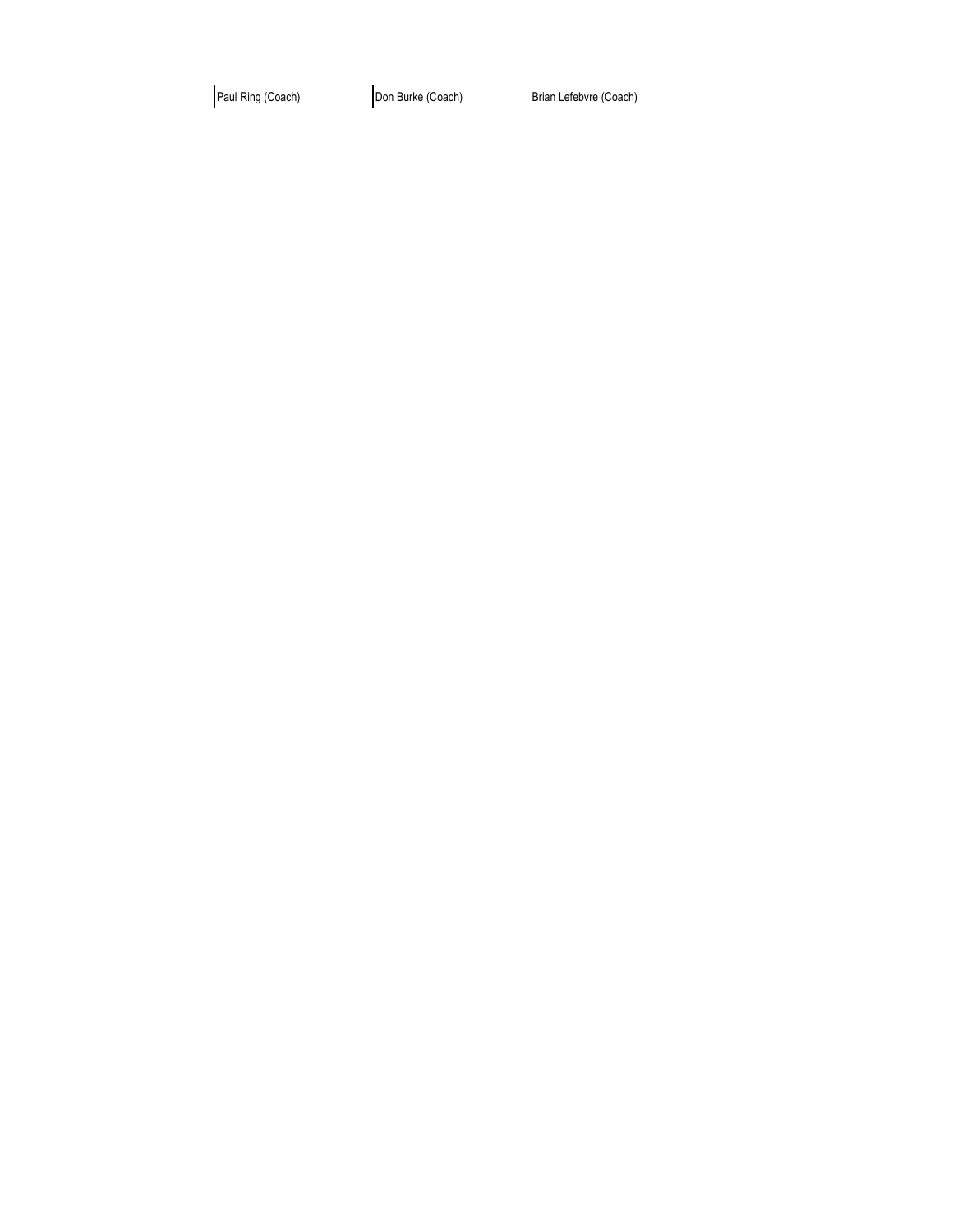| | | |
|---|---|---|
| Paul Ring (Coach) | Don Burke (Coach) | Brian Lefebvre (Coach) |